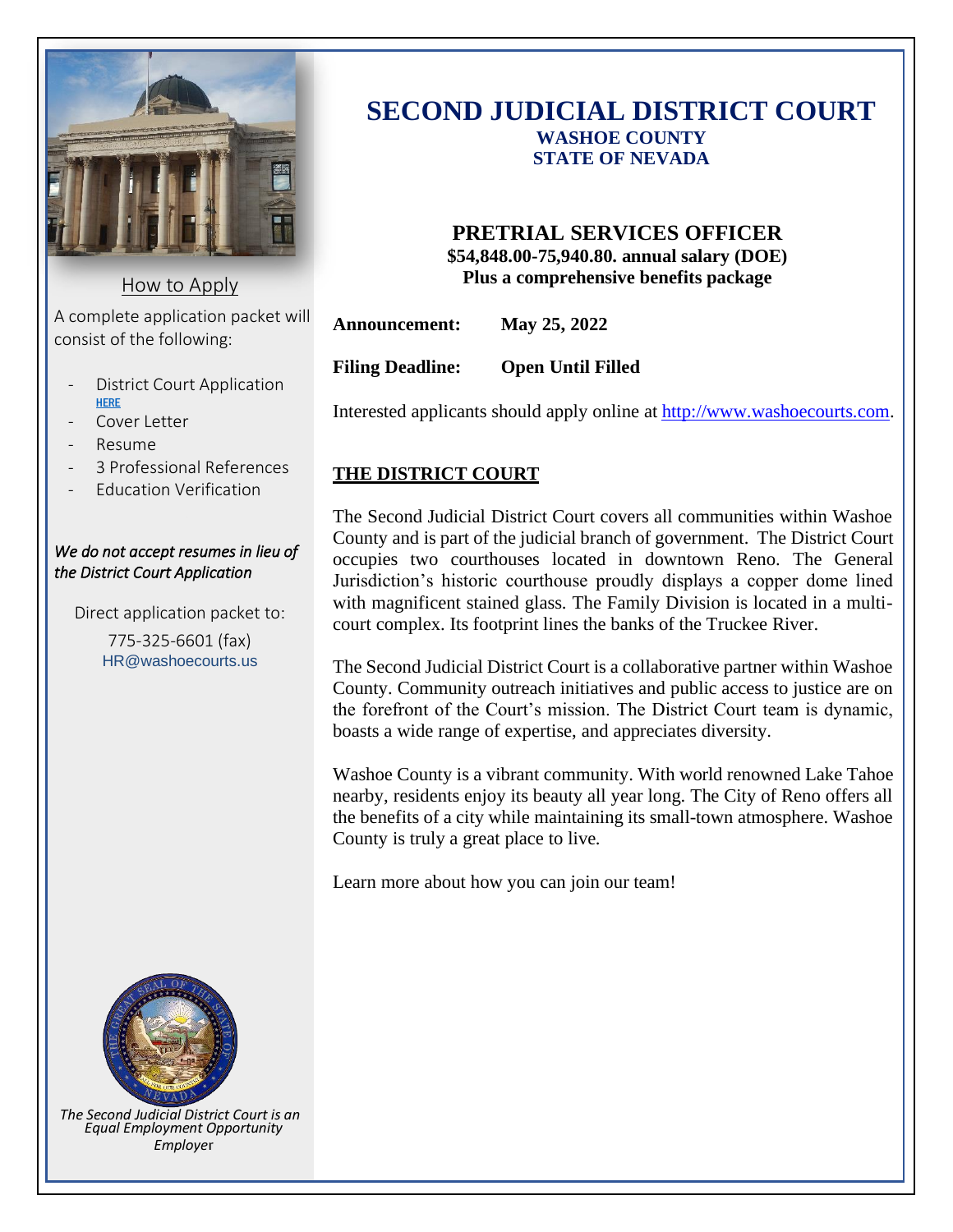# SECOND JUDICIAL DISTRICT COURT

**WASHOE COUNTY**
**STATE OF NEVADA**

## PRETRIAL SERVICES OFFICER

**$54,848.00-75,940.80. annual salary (DOE)**
**Plus a comprehensive benefits package**

**Announcement:** **May 25, 2022**

**Filing Deadline:** **Open Until Filled**

Interested applicants should apply online at [http://www.washoecourts.com](http://www.washoecourts.com).

### THE DISTRICT COURT

The Second Judicial District Court covers all communities within Washoe County and is part of the judicial branch of government. The District Court occupies two courthouses located in downtown Reno. The General Jurisdiction's historic courthouse proudly displays a copper dome lined with magnificent stained glass. The Family Division is located in a multi-court complex. Its footprint lines the banks of the Truckee River.

The Second Judicial District Court is a collaborative partner within Washoe County. Community outreach initiatives and public access to justice are on the forefront of the Court's mission. The District Court team is dynamic, boasts a wide range of expertise, and appreciates diversity.

Washoe County is a vibrant community. With world renowned Lake Tahoe nearby, residents enjoy its beauty all year long. The City of Reno offers all the benefits of a city while maintaining its small-town atmosphere. Washoe County is truly a great place to live.

Learn more about how you can join our team!

### How to Apply

A complete application packet will consist of the following:

- District Court Application HERE
- Cover Letter
- Resume
- 3 Professional References
- Education Verification

*We do not accept resumes in lieu of the District Court Application*

Direct application packet to:

775-325-6601 (fax)
HR@washoecourts.us

*The Second Judicial District Court is an Equal Employment Opportunity Employer*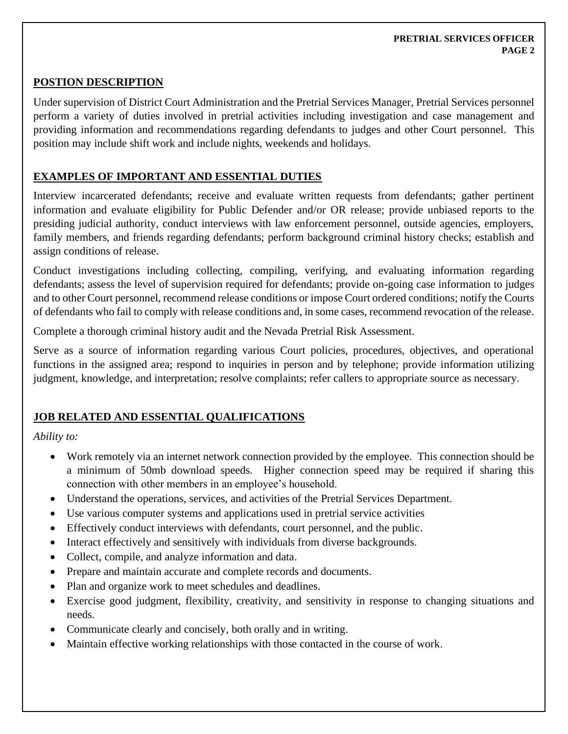## POSTION DESCRIPTION

Under supervision of District Court Administration and the Pretrial Services Manager, Pretrial Services personnel perform a variety of duties involved in pretrial activities including investigation and case management and providing information and recommendations regarding defendants to judges and other Court personnel. This position may include shift work and include nights, weekends and holidays.

## EXAMPLES OF IMPORTANT AND ESSENTIAL DUTIES

Interview incarcerated defendants; receive and evaluate written requests from defendants; gather pertinent information and evaluate eligibility for Public Defender and/or OR release; provide unbiased reports to the presiding judicial authority, conduct interviews with law enforcement personnel, outside agencies, employers, family members, and friends regarding defendants; perform background criminal history checks; establish and assign conditions of release.

Conduct investigations including collecting, compiling, verifying, and evaluating information regarding defendants; assess the level of supervision required for defendants; provide on-going case information to judges and to other Court personnel, recommend release conditions or impose Court ordered conditions; notify the Courts of defendants who fail to comply with release conditions and, in some cases, recommend revocation of the release.

Complete a thorough criminal history audit and the Nevada Pretrial Risk Assessment.

Serve as a source of information regarding various Court policies, procedures, objectives, and operational functions in the assigned area; respond to inquiries in person and by telephone; provide information utilizing judgment, knowledge, and interpretation; resolve complaints; refer callers to appropriate source as necessary.

## JOB RELATED AND ESSENTIAL QUALIFICATIONS

*Ability to:*

- Work remotely via an internet network connection provided by the employee. This connection should be a minimum of 50mb download speeds. Higher connection speed may be required if sharing this connection with other members in an employee's household.
- Understand the operations, services, and activities of the Pretrial Services Department.
- Use various computer systems and applications used in pretrial service activities
- Effectively conduct interviews with defendants, court personnel, and the public.
- Interact effectively and sensitively with individuals from diverse backgrounds.
- Collect, compile, and analyze information and data.
- Prepare and maintain accurate and complete records and documents.
- Plan and organize work to meet schedules and deadlines.
- Exercise good judgment, flexibility, creativity, and sensitivity in response to changing situations and needs.
- Communicate clearly and concisely, both orally and in writing.
- Maintain effective working relationships with those contacted in the course of work.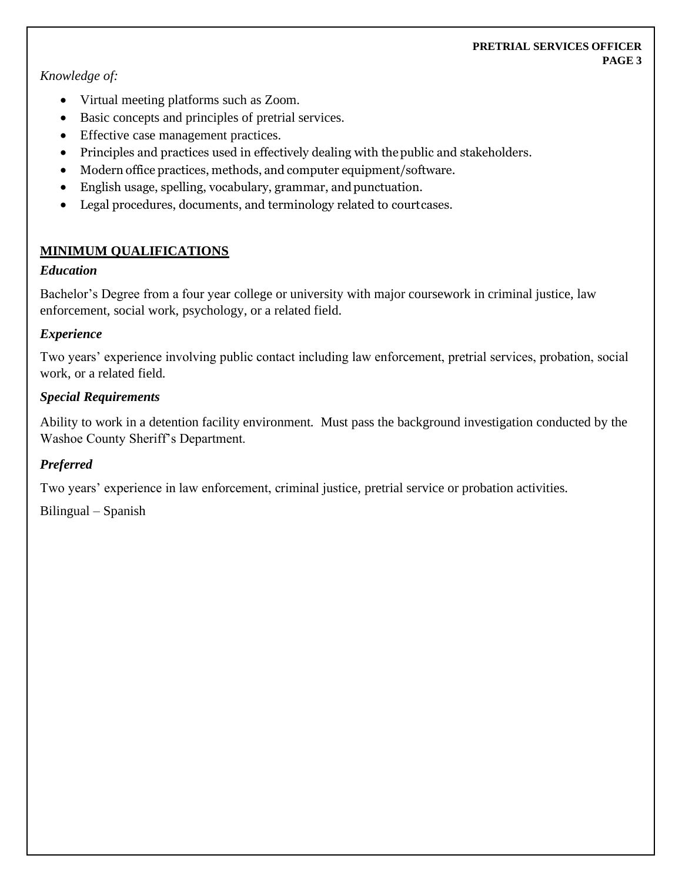*Knowledge of:*

- Virtual meeting platforms such as Zoom.
- Basic concepts and principles of pretrial services.
- Effective case management practices.
- Principles and practices used in effectively dealing with the public and stakeholders.
- Modern office practices, methods, and computer equipment/software.
- English usage, spelling, vocabulary, grammar, and punctuation.
- Legal procedures, documents, and terminology related to court cases.

## MINIMUM QUALIFICATIONS

### *Education*

Bachelor's Degree from a four year college or university with major coursework in criminal justice, law enforcement, social work, psychology, or a related field.

### *Experience*

Two years' experience involving public contact including law enforcement, pretrial services, probation, social work, or a related field.

### *Special Requirements*

Ability to work in a detention facility environment. Must pass the background investigation conducted by the Washoe County Sheriff's Department.

### *Preferred*

Two years' experience in law enforcement, criminal justice, pretrial service or probation activities.

Bilingual – Spanish